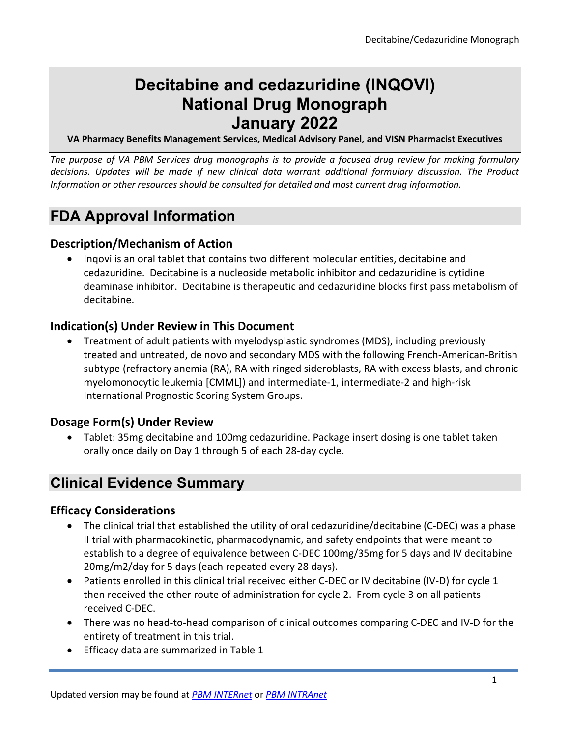# Decitabine and cedazuridine (INQOVI) National Drug Monograph January 2022

**VA Pharmacy Benefits Management Services, Medical Advisory Panel, and VISN Pharmacist Executives**

*The purpose of VA PBM Services drug monographs is to provide a focused drug review for making formulary decisions. Updates will be made if new clinical data warrant additional formulary discussion. The Product Information or other resources should be consulted for detailed and most current drug information.*

## FDA Approval Information

### Description/Mechanism of Action

- Inqovi is an oral tablet that contains two different molecular entities, decitabine and cedazuridine. Decitabine is a nucleoside metabolic inhibitor and cedazuridine is cytidine deaminase inhibitor. Decitabine is therapeutic and cedazuridine blocks first pass metabolism of decitabine.

### Indication(s) Under Review in This Document

- Treatment of adult patients with myelodysplastic syndromes (MDS), including previously treated and untreated, de novo and secondary MDS with the following French-American-British subtype (refractory anemia (RA), RA with ringed sideroblasts, RA with excess blasts, and chronic myelomonocytic leukemia [CMML]) and intermediate-1, intermediate-2 and high-risk International Prognostic Scoring System Groups.

### Dosage Form(s) Under Review

- Tablet: 35mg decitabine and 100mg cedazuridine. Package insert dosing is one tablet taken orally once daily on Day 1 through 5 of each 28-day cycle.

## Clinical Evidence Summary

### Efficacy Considerations

- The clinical trial that established the utility of oral cedazuridine/decitabine (C-DEC) was a phase II trial with pharmacokinetic, pharmacodynamic, and safety endpoints that were meant to establish to a degree of equivalence between C-DEC 100mg/35mg for 5 days and IV decitabine 20mg/m2/day for 5 days (each repeated every 28 days).
- Patients enrolled in this clinical trial received either C-DEC or IV decitabine (IV-D) for cycle 1 then received the other route of administration for cycle 2. From cycle 3 on all patients received C-DEC.
- There was no head-to-head comparison of clinical outcomes comparing C-DEC and IV-D for the entirety of treatment in this trial.
- Efficacy data are summarized in Table 1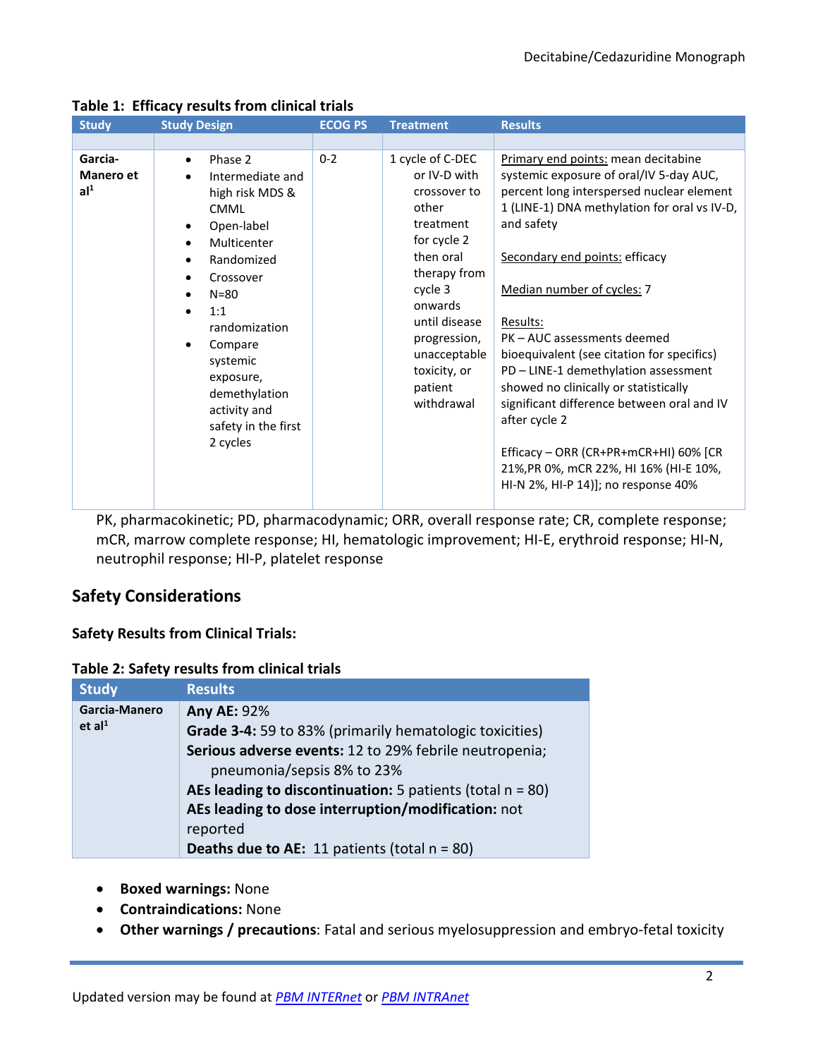**Table 1: Efficacy results from clinical trials**

| Study | Study Design | ECOG PS | Treatment | Results |
|---|---|---|---|---|
| | | | | |
| Garcia-Manero et al[1] | • Phase 2<br>• Intermediate and high risk MDS & CMML<br>• Open-label<br>• Multicenter<br>• Randomized<br>• Crossover<br>• N=80<br>• 1:1 randomization<br>• Compare systemic exposure, demethylation activity and safety in the first 2 cycles | 0-2 | 1 cycle of C-DEC or IV-D with crossover to other treatment for cycle 2 then oral therapy from cycle 3 onwards until disease progression, unacceptable toxicity, or patient withdrawal | Primary end points: mean decitabine systemic exposure of oral/IV 5-day AUC, percent long interspersed nuclear element 1 (LINE-1) DNA methylation for oral vs IV-D, and safety<br><br>Secondary end points: efficacy<br><br>Median number of cycles: 7<br><br>Results:<br>PK – AUC assessments deemed bioequivalent (see citation for specifics)<br>PD – LINE-1 demethylation assessment showed no clinically or statistically significant difference between oral and IV after cycle 2<br><br>Efficacy – ORR (CR+PR+mCR+HI) 60% [CR 21%,PR 0%, mCR 22%, HI 16% (HI-E 10%, HI-N 2%, HI-P 14)]; no response 40% |

PK, pharmacokinetic; PD, pharmacodynamic; ORR, overall response rate; CR, complete response; mCR, marrow complete response; HI, hematologic improvement; HI-E, erythroid response; HI-N, neutrophil response; HI-P, platelet response

## Safety Considerations

**Safety Results from Clinical Trials:**

**Table 2: Safety results from clinical trials**

| Study | Results |
|---|---|
| Garcia-Manero et al[1] | **Any AE:** 92%<br>**Grade 3-4:** 59 to 83% (primarily hematologic toxicities)<br>**Serious adverse events:** 12 to 29% febrile neutropenia; pneumonia/sepsis 8% to 23%<br>**AEs leading to discontinuation:** 5 patients (total n = 80)<br>**AEs leading to dose interruption/modification:** not reported<br>**Deaths due to AE:** 11 patients (total n = 80) |

- **Boxed warnings:** None
- **Contraindications:** None
- **Other warnings / precautions**: Fatal and serious myelosuppression and embryo-fetal toxicity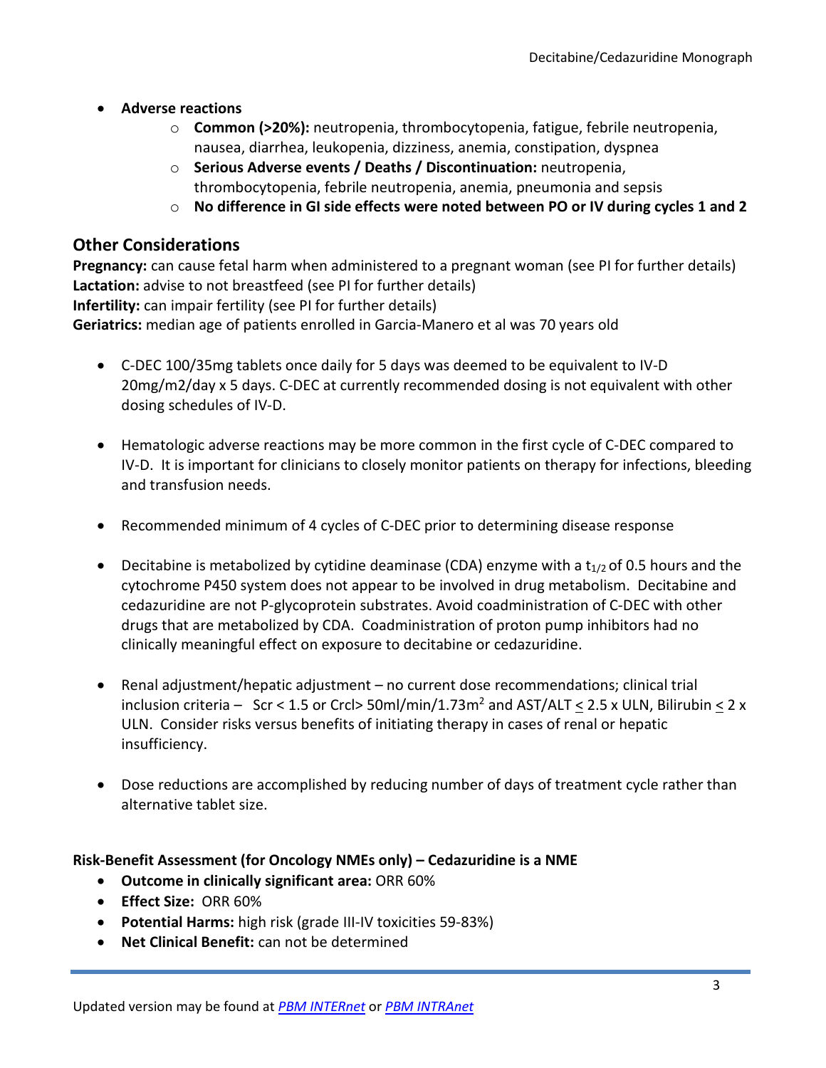- **Adverse reactions**
  - **Common (>20%):** neutropenia, thrombocytopenia, fatigue, febrile neutropenia, nausea, diarrhea, leukopenia, dizziness, anemia, constipation, dyspnea
  - **Serious Adverse events / Deaths / Discontinuation:** neutropenia, thrombocytopenia, febrile neutropenia, anemia, pneumonia and sepsis
  - **No difference in GI side effects were noted between PO or IV during cycles 1 and 2**

## Other Considerations

**Pregnancy:** can cause fetal harm when administered to a pregnant woman (see PI for further details)
**Lactation:** advise to not breastfeed (see PI for further details)
**Infertility:** can impair fertility (see PI for further details)
**Geriatrics:** median age of patients enrolled in Garcia-Manero et al was 70 years old

- C-DEC 100/35mg tablets once daily for 5 days was deemed to be equivalent to IV-D 20mg/m2/day x 5 days. C-DEC at currently recommended dosing is not equivalent with other dosing schedules of IV-D.

- Hematologic adverse reactions may be more common in the first cycle of C-DEC compared to IV-D. It is important for clinicians to closely monitor patients on therapy for infections, bleeding and transfusion needs.

- Recommended minimum of 4 cycles of C-DEC prior to determining disease response

- Decitabine is metabolized by cytidine deaminase (CDA) enzyme with a $t_{1/2}$ of 0.5 hours and the cytochrome P450 system does not appear to be involved in drug metabolism. Decitabine and cedazuridine are not P-glycoprotein substrates. Avoid coadministration of C-DEC with other drugs that are metabolized by CDA. Coadministration of proton pump inhibitors had no clinically meaningful effect on exposure to decitabine or cedazuridine.

- Renal adjustment/hepatic adjustment – no current dose recommendations; clinical trial inclusion criteria – Scr < 1.5 or Crcl> 50ml/min/1.73m$^2$ and AST/ALT $\leq$ 2.5 x ULN, Bilirubin $\leq$ 2 x ULN. Consider risks versus benefits of initiating therapy in cases of renal or hepatic insufficiency.

- Dose reductions are accomplished by reducing number of days of treatment cycle rather than alternative tablet size.

**Risk-Benefit Assessment (for Oncology NMEs only) – Cedazuridine is a NME**

- **Outcome in clinically significant area:** ORR 60%
- **Effect Size:** ORR 60%
- **Potential Harms:** high risk (grade III-IV toxicities 59-83%)
- **Net Clinical Benefit:** can not be determined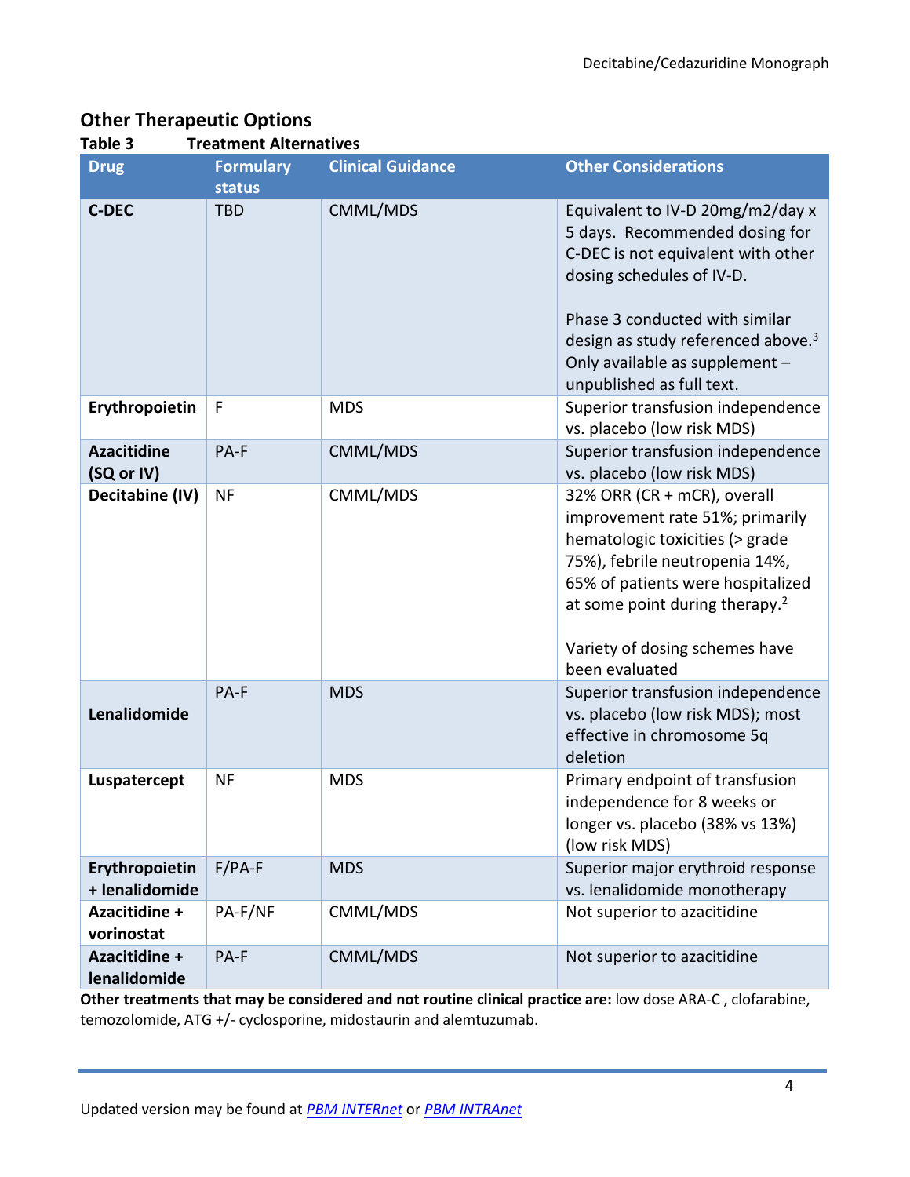## Other Therapeutic Options

**Table 3 Treatment Alternatives**

| Drug | Formulary status | Clinical Guidance | Other Considerations |
|---|---|---|---|
| **C-DEC** | TBD | CMML/MDS | Equivalent to IV-D 20mg/m2/day x 5 days. Recommended dosing for C-DEC is not equivalent with other dosing schedules of IV-D.<br><br>Phase 3 conducted with similar design as study referenced above.[3] Only available as supplement – unpublished as full text. |
| **Erythropoietin** | F | MDS | Superior transfusion independence vs. placebo (low risk MDS) |
| **Azacitidine (SQ or IV)** | PA-F | CMML/MDS | Superior transfusion independence vs. placebo (low risk MDS) |
| **Decitabine (IV)** | NF | CMML/MDS | 32% ORR (CR + mCR), overall improvement rate 51%; primarily hematologic toxicities (> grade 75%), febrile neutropenia 14%, 65% of patients were hospitalized at some point during therapy.[2]<br><br>Variety of dosing schemes have been evaluated |
| **Lenalidomide** | PA-F | MDS | Superior transfusion independence vs. placebo (low risk MDS); most effective in chromosome 5q deletion |
| **Luspatercept** | NF | MDS | Primary endpoint of transfusion independence for 8 weeks or longer vs. placebo (38% vs 13%) (low risk MDS) |
| **Erythropoietin + lenalidomide** | F/PA-F | MDS | Superior major erythroid response vs. lenalidomide monotherapy |
| **Azacitidine + vorinostat** | PA-F/NF | CMML/MDS | Not superior to azacitidine |
| **Azacitidine + lenalidomide** | PA-F | CMML/MDS | Not superior to azacitidine |

**Other treatments that may be considered and not routine clinical practice are:** low dose ARA-C , clofarabine, temozolomide, ATG +/- cyclosporine, midostaurin and alemtuzumab.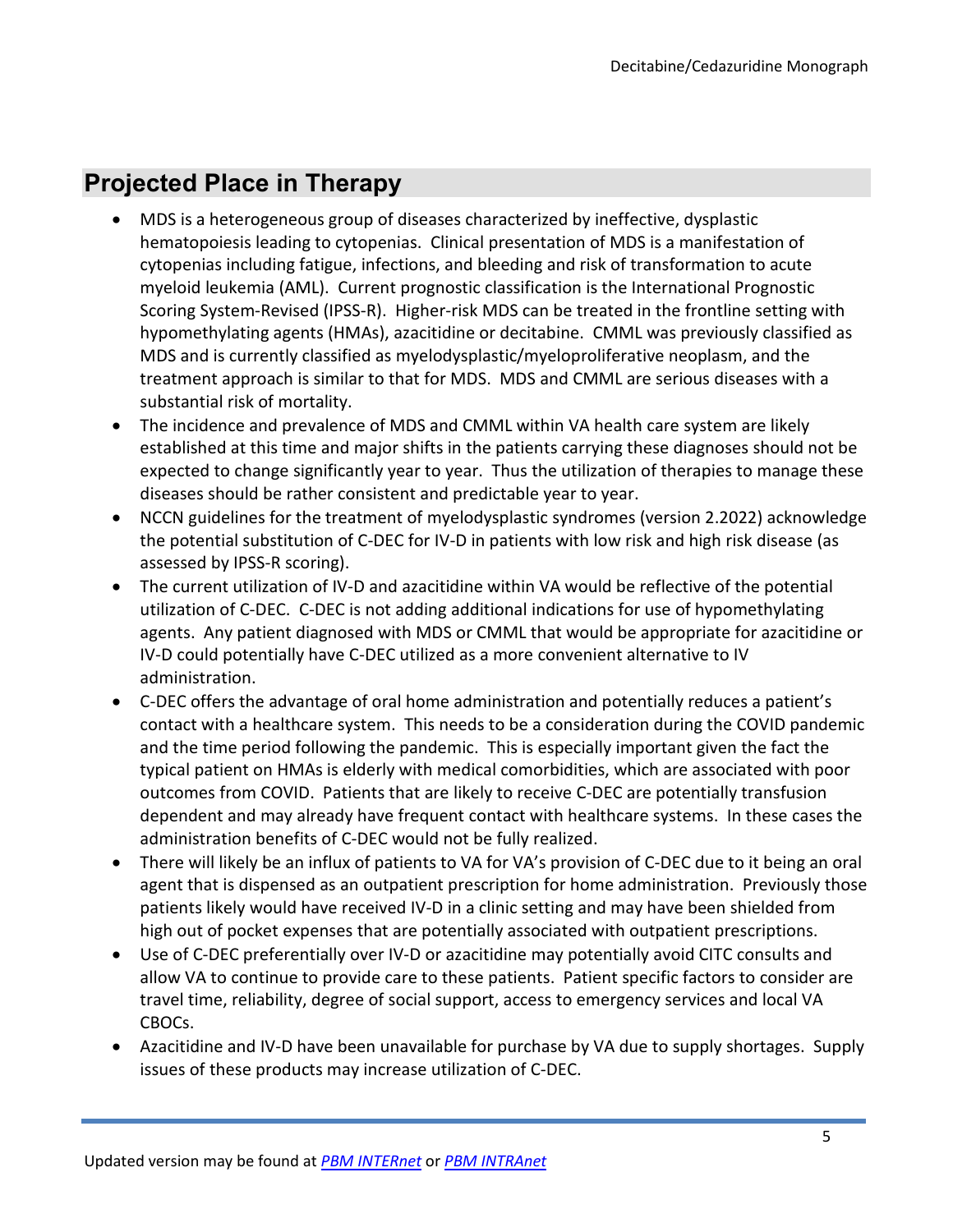## Projected Place in Therapy

- MDS is a heterogeneous group of diseases characterized by ineffective, dysplastic hematopoiesis leading to cytopenias. Clinical presentation of MDS is a manifestation of cytopenias including fatigue, infections, and bleeding and risk of transformation to acute myeloid leukemia (AML). Current prognostic classification is the International Prognostic Scoring System-Revised (IPSS-R). Higher-risk MDS can be treated in the frontline setting with hypomethylating agents (HMAs), azacitidine or decitabine. CMML was previously classified as MDS and is currently classified as myelodysplastic/myeloproliferative neoplasm, and the treatment approach is similar to that for MDS. MDS and CMML are serious diseases with a substantial risk of mortality.
- The incidence and prevalence of MDS and CMML within VA health care system are likely established at this time and major shifts in the patients carrying these diagnoses should not be expected to change significantly year to year. Thus the utilization of therapies to manage these diseases should be rather consistent and predictable year to year.
- NCCN guidelines for the treatment of myelodysplastic syndromes (version 2.2022) acknowledge the potential substitution of C-DEC for IV-D in patients with low risk and high risk disease (as assessed by IPSS-R scoring).
- The current utilization of IV-D and azacitidine within VA would be reflective of the potential utilization of C-DEC. C-DEC is not adding additional indications for use of hypomethylating agents. Any patient diagnosed with MDS or CMML that would be appropriate for azacitidine or IV-D could potentially have C-DEC utilized as a more convenient alternative to IV administration.
- C-DEC offers the advantage of oral home administration and potentially reduces a patient's contact with a healthcare system. This needs to be a consideration during the COVID pandemic and the time period following the pandemic. This is especially important given the fact the typical patient on HMAs is elderly with medical comorbidities, which are associated with poor outcomes from COVID. Patients that are likely to receive C-DEC are potentially transfusion dependent and may already have frequent contact with healthcare systems. In these cases the administration benefits of C-DEC would not be fully realized.
- There will likely be an influx of patients to VA for VA's provision of C-DEC due to it being an oral agent that is dispensed as an outpatient prescription for home administration. Previously those patients likely would have received IV-D in a clinic setting and may have been shielded from high out of pocket expenses that are potentially associated with outpatient prescriptions.
- Use of C-DEC preferentially over IV-D or azacitidine may potentially avoid CITC consults and allow VA to continue to provide care to these patients. Patient specific factors to consider are travel time, reliability, degree of social support, access to emergency services and local VA CBOCs.
- Azacitidine and IV-D have been unavailable for purchase by VA due to supply shortages. Supply issues of these products may increase utilization of C-DEC.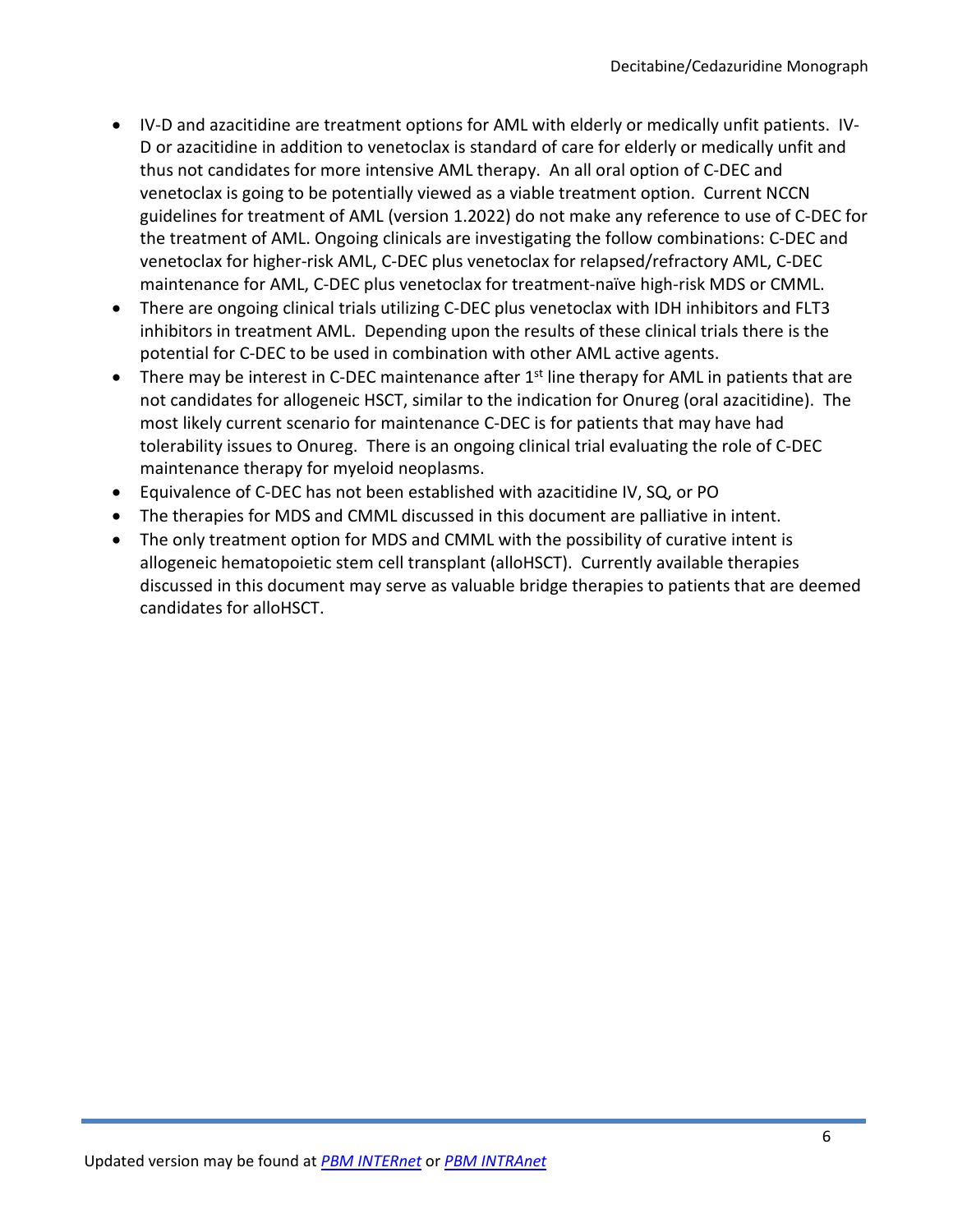- IV-D and azacitidine are treatment options for AML with elderly or medically unfit patients. IV-D or azacitidine in addition to venetoclax is standard of care for elderly or medically unfit and thus not candidates for more intensive AML therapy. An all oral option of C-DEC and venetoclax is going to be potentially viewed as a viable treatment option. Current NCCN guidelines for treatment of AML (version 1.2022) do not make any reference to use of C-DEC for the treatment of AML. Ongoing clinicals are investigating the follow combinations: C-DEC and venetoclax for higher-risk AML, C-DEC plus venetoclax for relapsed/refractory AML, C-DEC maintenance for AML, C-DEC plus venetoclax for treatment-naïve high-risk MDS or CMML.
- There are ongoing clinical trials utilizing C-DEC plus venetoclax with IDH inhibitors and FLT3 inhibitors in treatment AML. Depending upon the results of these clinical trials there is the potential for C-DEC to be used in combination with other AML active agents.
- There may be interest in C-DEC maintenance after 1st line therapy for AML in patients that are not candidates for allogeneic HSCT, similar to the indication for Onureg (oral azacitidine). The most likely current scenario for maintenance C-DEC is for patients that may have had tolerability issues to Onureg. There is an ongoing clinical trial evaluating the role of C-DEC maintenance therapy for myeloid neoplasms.
- Equivalence of C-DEC has not been established with azacitidine IV, SQ, or PO
- The therapies for MDS and CMML discussed in this document are palliative in intent.
- The only treatment option for MDS and CMML with the possibility of curative intent is allogeneic hematopoietic stem cell transplant (alloHSCT). Currently available therapies discussed in this document may serve as valuable bridge therapies to patients that are deemed candidates for alloHSCT.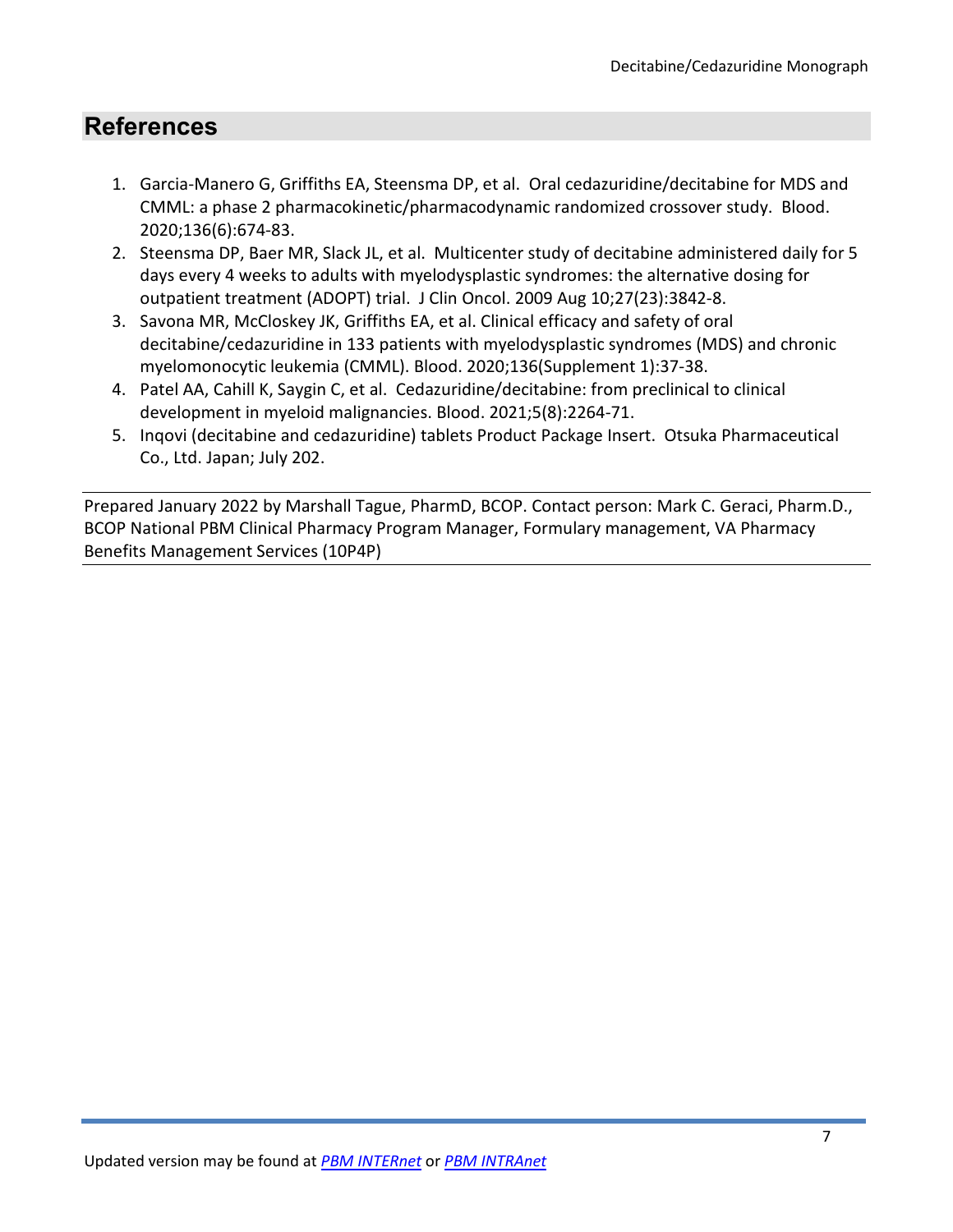## References

1. Garcia-Manero G, Griffiths EA, Steensma DP, et al. Oral cedazuridine/decitabine for MDS and CMML: a phase 2 pharmacokinetic/pharmacodynamic randomized crossover study. Blood. 2020;136(6):674-83.
2. Steensma DP, Baer MR, Slack JL, et al. Multicenter study of decitabine administered daily for 5 days every 4 weeks to adults with myelodysplastic syndromes: the alternative dosing for outpatient treatment (ADOPT) trial. J Clin Oncol. 2009 Aug 10;27(23):3842-8.
3. Savona MR, McCloskey JK, Griffiths EA, et al. Clinical efficacy and safety of oral decitabine/cedazuridine in 133 patients with myelodysplastic syndromes (MDS) and chronic myelomonocytic leukemia (CMML). Blood. 2020;136(Supplement 1):37-38.
4. Patel AA, Cahill K, Saygin C, et al. Cedazuridine/decitabine: from preclinical to clinical development in myeloid malignancies. Blood. 2021;5(8):2264-71.
5. Inqovi (decitabine and cedazuridine) tablets Product Package Insert. Otsuka Pharmaceutical Co., Ltd. Japan; July 202.

---

Prepared January 2022 by Marshall Tague, PharmD, BCOP. Contact person: Mark C. Geraci, Pharm.D., BCOP National PBM Clinical Pharmacy Program Manager, Formulary management, VA Pharmacy Benefits Management Services (10P4P)

---

Updated version may be found at *PBM INTERnet* or *PBM INTRAnet*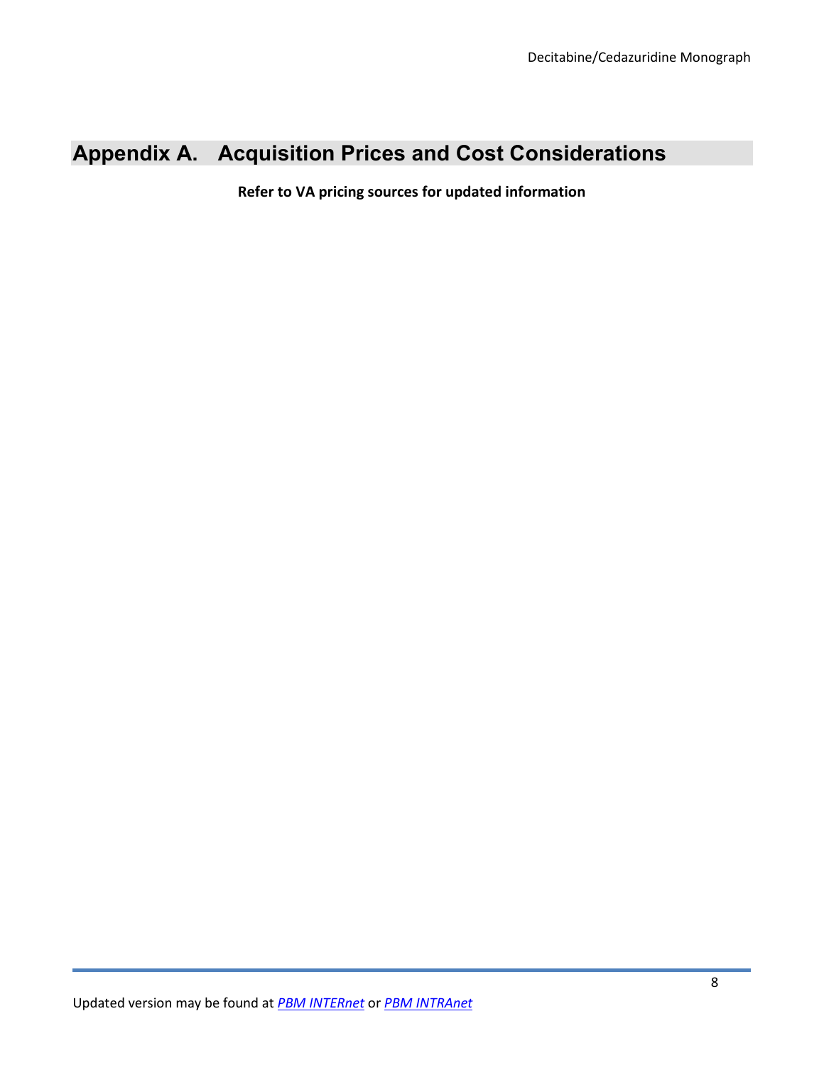# Appendix A. Acquisition Prices and Cost Considerations

**Refer to VA pricing sources for updated information**